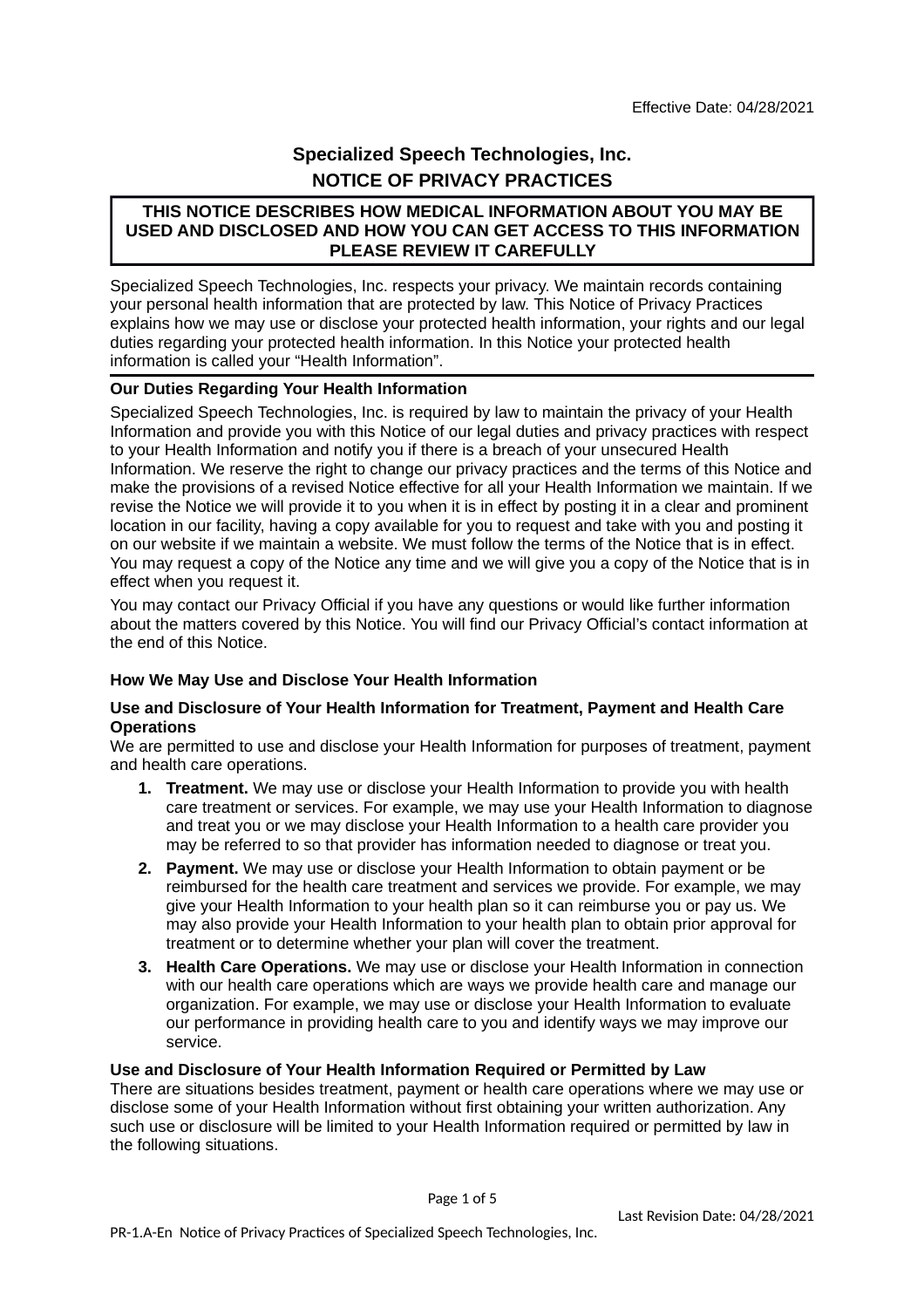Effective Date: 04/28/2021

# Specialized Speech Technologies, Inc.

## NOTICE OF PRIVACY PRACTICES

**THIS NOTICE DESCRIBES HOW MEDICAL INFORMATION ABOUT YOU MAY BE USED AND DISCLOSED AND HOW YOU CAN GET ACCESS TO THIS INFORMATION PLEASE REVIEW IT CAREFULLY**

Specialized Speech Technologies, Inc. respects your privacy. We maintain records containing your personal health information that are protected by law. This Notice of Privacy Practices explains how we may use or disclose your protected health information, your rights and our legal duties regarding your protected health information. In this Notice your protected health information is called your "Health Information".

### Our Duties Regarding Your Health Information

Specialized Speech Technologies, Inc. is required by law to maintain the privacy of your Health Information and provide you with this Notice of our legal duties and privacy practices with respect to your Health Information and notify you if there is a breach of your unsecured Health Information. We reserve the right to change our privacy practices and the terms of this Notice and make the provisions of a revised Notice effective for all your Health Information we maintain. If we revise the Notice we will provide it to you when it is in effect by posting it in a clear and prominent location in our facility, having a copy available for you to request and take with you and posting it on our website if we maintain a website. We must follow the terms of the Notice that is in effect. You may request a copy of the Notice any time and we will give you a copy of the Notice that is in effect when you request it.

You may contact our Privacy Official if you have any questions or would like further information about the matters covered by this Notice. You will find our Privacy Official's contact information at the end of this Notice.

### How We May Use and Disclose Your Health Information

#### Use and Disclosure of Your Health Information for Treatment, Payment and Health Care Operations

We are permitted to use and disclose your Health Information for purposes of treatment, payment and health care operations.

1. **Treatment.** We may use or disclose your Health Information to provide you with health care treatment or services. For example, we may use your Health Information to diagnose and treat you or we may disclose your Health Information to a health care provider you may be referred to so that provider has information needed to diagnose or treat you.
2. **Payment.** We may use or disclose your Health Information to obtain payment or be reimbursed for the health care treatment and services we provide. For example, we may give your Health Information to your health plan so it can reimburse you or pay us. We may also provide your Health Information to your health plan to obtain prior approval for treatment or to determine whether your plan will cover the treatment.
3. **Health Care Operations.** We may use or disclose your Health Information in connection with our health care operations which are ways we provide health care and manage our organization. For example, we may use or disclose your Health Information to evaluate our performance in providing health care to you and identify ways we may improve our service.

#### Use and Disclosure of Your Health Information Required or Permitted by Law

There are situations besides treatment, payment or health care operations where we may use or disclose some of your Health Information without first obtaining your written authorization. Any such use or disclosure will be limited to your Health Information required or permitted by law in the following situations.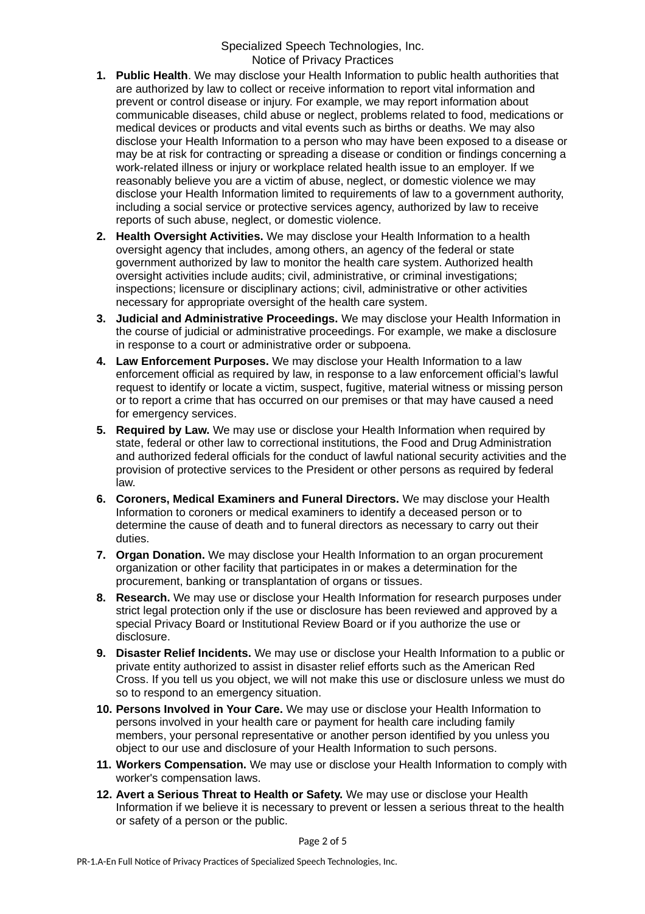1. **Public Health**. We may disclose your Health Information to public health authorities that are authorized by law to collect or receive information to report vital information and prevent or control disease or injury. For example, we may report information about communicable diseases, child abuse or neglect, problems related to food, medications or medical devices or products and vital events such as births or deaths. We may also disclose your Health Information to a person who may have been exposed to a disease or may be at risk for contracting or spreading a disease or condition or findings concerning a work-related illness or injury or workplace related health issue to an employer. If we reasonably believe you are a victim of abuse, neglect, or domestic violence we may disclose your Health Information limited to requirements of law to a government authority, including a social service or protective services agency, authorized by law to receive reports of such abuse, neglect, or domestic violence.
2. **Health Oversight Activities.** We may disclose your Health Information to a health oversight agency that includes, among others, an agency of the federal or state government authorized by law to monitor the health care system. Authorized health oversight activities include audits; civil, administrative, or criminal investigations; inspections; licensure or disciplinary actions; civil, administrative or other activities necessary for appropriate oversight of the health care system.
3. **Judicial and Administrative Proceedings.** We may disclose your Health Information in the course of judicial or administrative proceedings. For example, we make a disclosure in response to a court or administrative order or subpoena.
4. **Law Enforcement Purposes.** We may disclose your Health Information to a law enforcement official as required by law, in response to a law enforcement official's lawful request to identify or locate a victim, suspect, fugitive, material witness or missing person or to report a crime that has occurred on our premises or that may have caused a need for emergency services.
5. **Required by Law.** We may use or disclose your Health Information when required by state, federal or other law to correctional institutions, the Food and Drug Administration and authorized federal officials for the conduct of lawful national security activities and the provision of protective services to the President or other persons as required by federal law.
6. **Coroners, Medical Examiners and Funeral Directors.** We may disclose your Health Information to coroners or medical examiners to identify a deceased person or to determine the cause of death and to funeral directors as necessary to carry out their duties.
7. **Organ Donation.** We may disclose your Health Information to an organ procurement organization or other facility that participates in or makes a determination for the procurement, banking or transplantation of organs or tissues.
8. **Research.** We may use or disclose your Health Information for research purposes under strict legal protection only if the use or disclosure has been reviewed and approved by a special Privacy Board or Institutional Review Board or if you authorize the use or disclosure.
9. **Disaster Relief Incidents.** We may use or disclose your Health Information to a public or private entity authorized to assist in disaster relief efforts such as the American Red Cross. If you tell us you object, we will not make this use or disclosure unless we must do so to respond to an emergency situation.
10. **Persons Involved in Your Care.** We may use or disclose your Health Information to persons involved in your health care or payment for health care including family members, your personal representative or another person identified by you unless you object to our use and disclosure of your Health Information to such persons.
11. **Workers Compensation.** We may use or disclose your Health Information to comply with worker's compensation laws.
12. **Avert a Serious Threat to Health or Safety.** We may use or disclose your Health Information if we believe it is necessary to prevent or lessen a serious threat to the health or safety of a person or the public.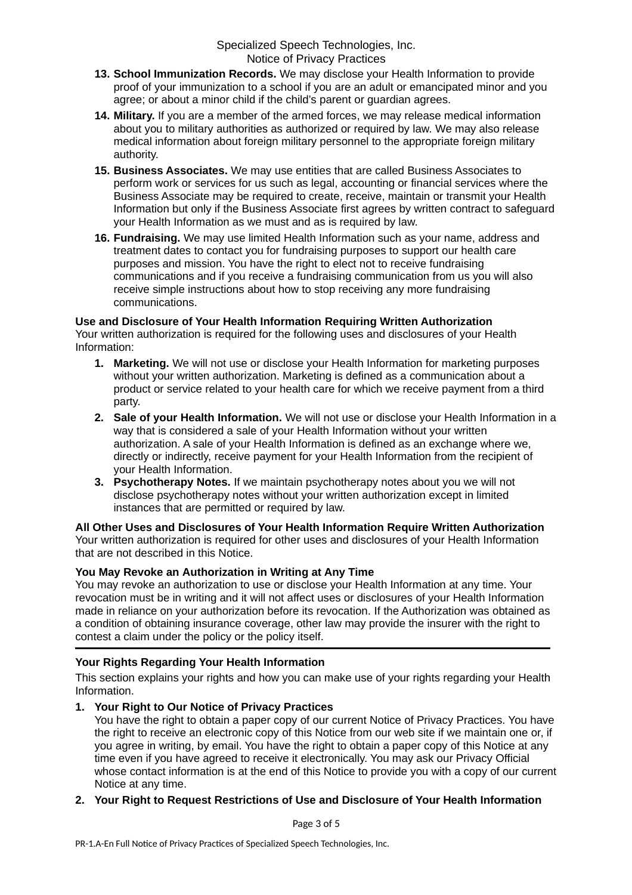13. **School Immunization Records.** We may disclose your Health Information to provide proof of your immunization to a school if you are an adult or emancipated minor and you agree; or about a minor child if the child's parent or guardian agrees.
14. **Military.** If you are a member of the armed forces, we may release medical information about you to military authorities as authorized or required by law. We may also release medical information about foreign military personnel to the appropriate foreign military authority.
15. **Business Associates.** We may use entities that are called Business Associates to perform work or services for us such as legal, accounting or financial services where the Business Associate may be required to create, receive, maintain or transmit your Health Information but only if the Business Associate first agrees by written contract to safeguard your Health Information as we must and as is required by law.
16. **Fundraising.** We may use limited Health Information such as your name, address and treatment dates to contact you for fundraising purposes to support our health care purposes and mission. You have the right to elect not to receive fundraising communications and if you receive a fundraising communication from us you will also receive simple instructions about how to stop receiving any more fundraising communications.

**Use and Disclosure of Your Health Information Requiring Written Authorization**
Your written authorization is required for the following uses and disclosures of your Health Information:

1. **Marketing.** We will not use or disclose your Health Information for marketing purposes without your written authorization. Marketing is defined as a communication about a product or service related to your health care for which we receive payment from a third party.
2. **Sale of your Health Information.** We will not use or disclose your Health Information in a way that is considered a sale of your Health Information without your written authorization. A sale of your Health Information is defined as an exchange where we, directly or indirectly, receive payment for your Health Information from the recipient of your Health Information.
3. **Psychotherapy Notes.** If we maintain psychotherapy notes about you we will not disclose psychotherapy notes without your written authorization except in limited instances that are permitted or required by law.

**All Other Uses and Disclosures of Your Health Information Require Written Authorization**
Your written authorization is required for other uses and disclosures of your Health Information that are not described in this Notice.

**You May Revoke an Authorization in Writing at Any Time**
You may revoke an authorization to use or disclose your Health Information at any time. Your revocation must be in writing and it will not affect uses or disclosures of your Health Information made in reliance on your authorization before its revocation. If the Authorization was obtained as a condition of obtaining insurance coverage, other law may provide the insurer with the right to contest a claim under the policy or the policy itself.

---

**Your Rights Regarding Your Health Information**

This section explains your rights and how you can make use of your rights regarding your Health Information.

1. **Your Right to Our Notice of Privacy Practices**
   You have the right to obtain a paper copy of our current Notice of Privacy Practices. You have the right to receive an electronic copy of this Notice from our web site if we maintain one or, if you agree in writing, by email. You have the right to obtain a paper copy of this Notice at any time even if you have agreed to receive it electronically. You may ask our Privacy Official whose contact information is at the end of this Notice to provide you with a copy of our current Notice at any time.
2. **Your Right to Request Restrictions of Use and Disclosure of Your Health Information**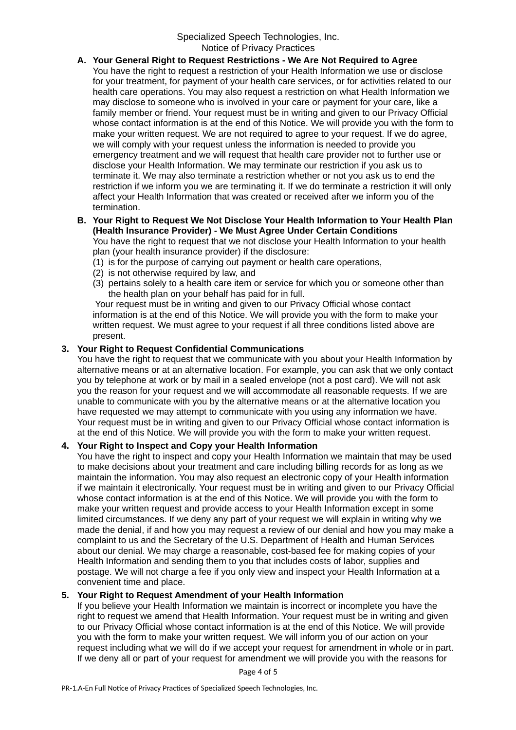A. **Your General Right to Request Restrictions - We Are Not Required to Agree**
   You have the right to request a restriction of your Health Information we use or disclose for your treatment, for payment of your health care services, or for activities related to our health care operations. You may also request a restriction on what Health Information we may disclose to someone who is involved in your care or payment for your care, like a family member or friend. Your request must be in writing and given to our Privacy Official whose contact information is at the end of this Notice. We will provide you with the form to make your written request. We are not required to agree to your request. If we do agree, we will comply with your request unless the information is needed to provide you emergency treatment and we will request that health care provider not to further use or disclose your Health Information. We may terminate our restriction if you ask us to terminate it. We may also terminate a restriction whether or not you ask us to end the restriction if we inform you we are terminating it. If we do terminate a restriction it will only affect your Health Information that was created or received after we inform you of the termination.

B. **Your Right to Request We Not Disclose Your Health Information to Your Health Plan (Health Insurance Provider) - We Must Agree Under Certain Conditions**
   You have the right to request that we not disclose your Health Information to your health plan (your health insurance provider) if the disclosure:
   (1) is for the purpose of carrying out payment or health care operations,
   (2) is not otherwise required by law, and
   (3) pertains solely to a health care item or service for which you or someone other than the health plan on your behalf has paid for in full.

   Your request must be in writing and given to our Privacy Official whose contact information is at the end of this Notice. We will provide you with the form to make your written request. We must agree to your request if all three conditions listed above are present.

3. **Your Right to Request Confidential Communications**
   You have the right to request that we communicate with you about your Health Information by alternative means or at an alternative location. For example, you can ask that we only contact you by telephone at work or by mail in a sealed envelope (not a post card). We will not ask you the reason for your request and we will accommodate all reasonable requests. If we are unable to communicate with you by the alternative means or at the alternative location you have requested we may attempt to communicate with you using any information we have. Your request must be in writing and given to our Privacy Official whose contact information is at the end of this Notice. We will provide you with the form to make your written request.

4. **Your Right to Inspect and Copy your Health Information**
   You have the right to inspect and copy your Health Information we maintain that may be used to make decisions about your treatment and care including billing records for as long as we maintain the information. You may also request an electronic copy of your Health information if we maintain it electronically. Your request must be in writing and given to our Privacy Official whose contact information is at the end of this Notice. We will provide you with the form to make your written request and provide access to your Health Information except in some limited circumstances. If we deny any part of your request we will explain in writing why we made the denial, if and how you may request a review of our denial and how you may make a complaint to us and the Secretary of the U.S. Department of Health and Human Services about our denial. We may charge a reasonable, cost-based fee for making copies of your Health Information and sending them to you that includes costs of labor, supplies and postage. We will not charge a fee if you only view and inspect your Health Information at a convenient time and place.

5. **Your Right to Request Amendment of your Health Information**
   If you believe your Health Information we maintain is incorrect or incomplete you have the right to request we amend that Health Information. Your request must be in writing and given to our Privacy Official whose contact information is at the end of this Notice. We will provide you with the form to make your written request. We will inform you of our action on your request including what we will do if we accept your request for amendment in whole or in part. If we deny all or part of your request for amendment we will provide you with the reasons for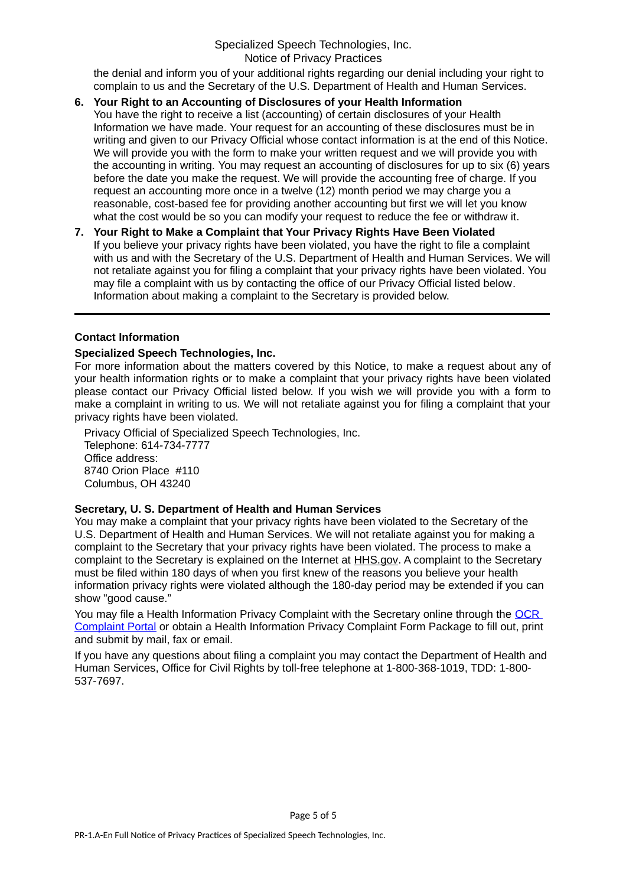the denial and inform you of your additional rights regarding our denial including your right to complain to us and the Secretary of the U.S. Department of Health and Human Services.

6. **Your Right to an Accounting of Disclosures of your Health Information**
   You have the right to receive a list (accounting) of certain disclosures of your Health Information we have made. Your request for an accounting of these disclosures must be in writing and given to our Privacy Official whose contact information is at the end of this Notice. We will provide you with the form to make your written request and we will provide you with the accounting in writing. You may request an accounting of disclosures for up to six (6) years before the date you make the request. We will provide the accounting free of charge. If you request an accounting more once in a twelve (12) month period we may charge you a reasonable, cost-based fee for providing another accounting but first we will let you know what the cost would be so you can modify your request to reduce the fee or withdraw it.

7. **Your Right to Make a Complaint that Your Privacy Rights Have Been Violated**
   If you believe your privacy rights have been violated, you have the right to file a complaint with us and with the Secretary of the U.S. Department of Health and Human Services. We will not retaliate against you for filing a complaint that your privacy rights have been violated. You may file a complaint with us by contacting the office of our Privacy Official listed below. Information about making a complaint to the Secretary is provided below.

---

**Contact Information**

**Specialized Speech Technologies, Inc.**

For more information about the matters covered by this Notice, to make a request about any of your health information rights or to make a complaint that your privacy rights have been violated please contact our Privacy Official listed below. If you wish we will provide you with a form to make a complaint in writing to us. We will not retaliate against you for filing a complaint that your privacy rights have been violated.

Privacy Official of Specialized Speech Technologies, Inc.
Telephone: 614-734-7777
Office address:
8740 Orion Place #110
Columbus, OH 43240

**Secretary, U. S. Department of Health and Human Services**

You may make a complaint that your privacy rights have been violated to the Secretary of the U.S. Department of Health and Human Services. We will not retaliate against you for making a complaint to the Secretary that your privacy rights have been violated. The process to make a complaint to the Secretary is explained on the Internet at HHS.gov. A complaint to the Secretary must be filed within 180 days of when you first knew of the reasons you believe your health information privacy rights were violated although the 180-day period may be extended if you can show "good cause."

You may file a Health Information Privacy Complaint with the Secretary online through the OCR Complaint Portal or obtain a Health Information Privacy Complaint Form Package to fill out, print and submit by mail, fax or email.

If you have any questions about filing a complaint you may contact the Department of Health and Human Services, Office for Civil Rights by toll-free telephone at 1-800-368-1019, TDD: 1-800-537-7697.